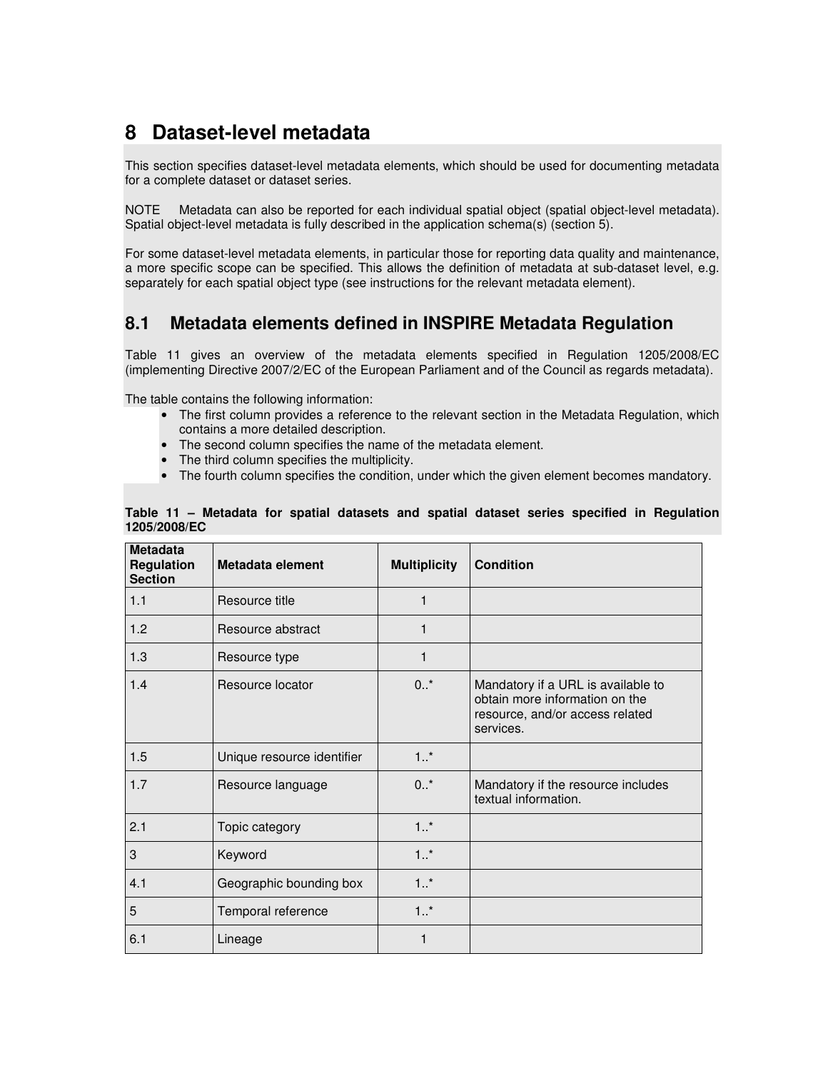# 8 Dataset-level metadata

This section specifies dataset-level metadata elements, which should be used for documenting metadata for a complete dataset or dataset series.

NOTE Metadata can also be reported for each individual spatial object (spatial object-level metadata). Spatial object-level metadata is fully described in the application schema(s) (section 5).

For some dataset-level metadata elements, in particular those for reporting data quality and maintenance, a more specific scope can be specified. This allows the definition of metadata at sub-dataset level, e.g. separately for each spatial object type (see instructions for the relevant metadata element).

## 8.1 Metadata elements defined in INSPIRE Metadata Regulation

Table 11 gives an overview of the metadata elements specified in Regulation 1205/2008/EC (implementing Directive 2007/2/EC of the European Parliament and of the Council as regards metadata).

The table contains the following information:

- The first column provides a reference to the relevant section in the Metadata Regulation, which contains a more detailed description.
- The second column specifies the name of the metadata element.
- The third column specifies the multiplicity.
- The fourth column specifies the condition, under which the given element becomes mandatory.

**Table 11 – Metadata for spatial datasets and spatial dataset series specified in Regulation 1205/2008/EC**

| Metadata Regulation Section | Metadata element | Multiplicity | Condition |
|---|---|---|---|
| 1.1 | Resource title | 1 | |
| 1.2 | Resource abstract | 1 | |
| 1.3 | Resource type | 1 | |
| 1.4 | Resource locator | 0..* | Mandatory if a URL is available to obtain more information on the resource, and/or access related services. |
| 1.5 | Unique resource identifier | 1..* | |
| 1.7 | Resource language | 0..* | Mandatory if the resource includes textual information. |
| 2.1 | Topic category | 1..* | |
| 3 | Keyword | 1..* | |
| 4.1 | Geographic bounding box | 1..* | |
| 5 | Temporal reference | 1..* | |
| 6.1 | Lineage | 1 | |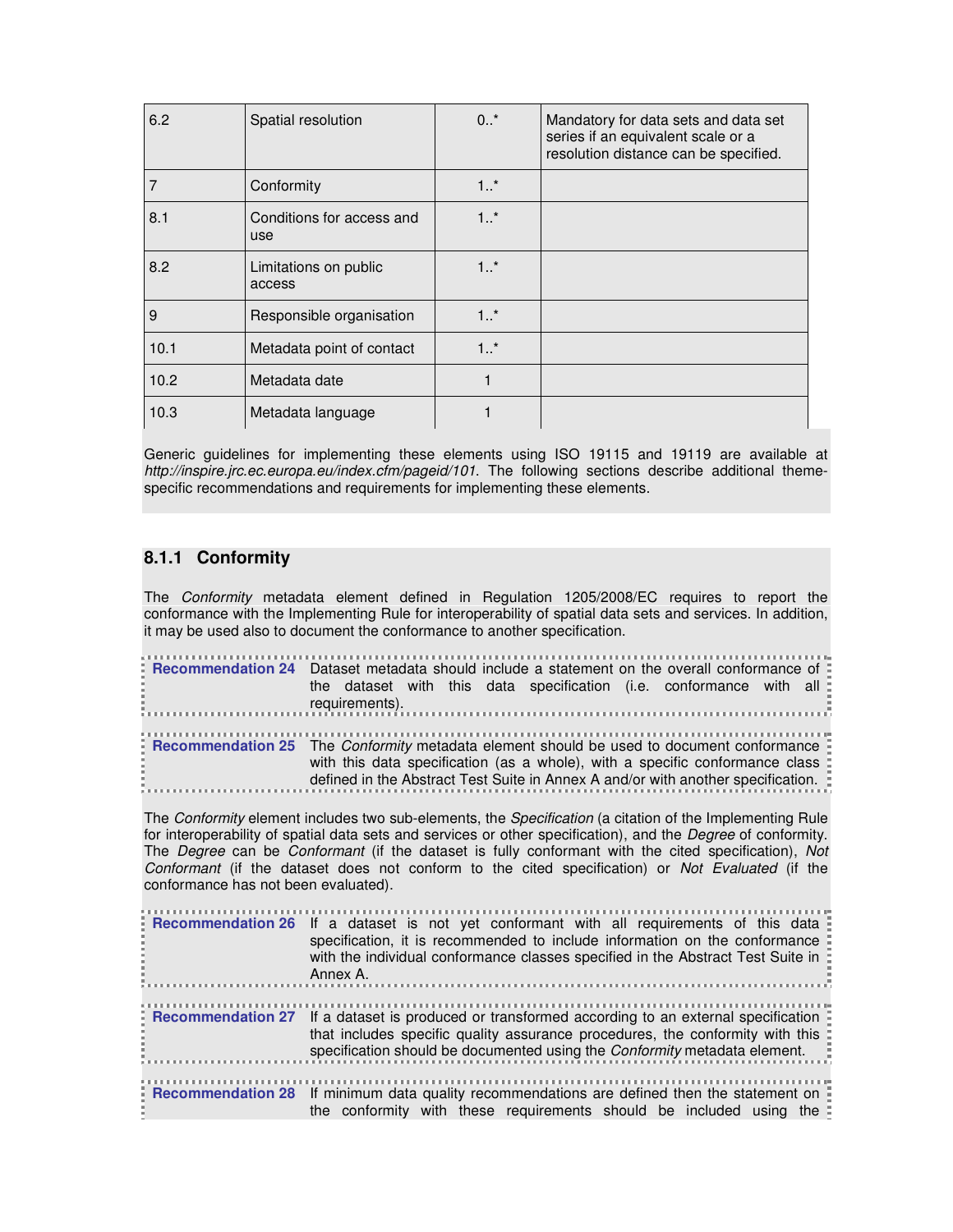| | | | |
|---|---|---|---|
| 6.2 | Spatial resolution | 0..* | Mandatory for data sets and data set series if an equivalent scale or a resolution distance can be specified. |
| 7 | Conformity | 1..* | |
| 8.1 | Conditions for access and use | 1..* | |
| 8.2 | Limitations on public access | 1..* | |
| 9 | Responsible organisation | 1..* | |
| 10.1 | Metadata point of contact | 1..* | |
| 10.2 | Metadata date | 1 | |
| 10.3 | Metadata language | 1 | |

Generic guidelines for implementing these elements using ISO 19115 and 19119 are available at *http://inspire.jrc.ec.europa.eu/index.cfm/pageid/101*. The following sections describe additional theme-specific recommendations and requirements for implementing these elements.

### 8.1.1 Conformity

The *Conformity* metadata element defined in Regulation 1205/2008/EC requires to report the conformance with the Implementing Rule for interoperability of spatial data sets and services. In addition, it may be used also to document the conformance to another specification.

**Recommendation 24** Dataset metadata should include a statement on the overall conformance of the dataset with this data specification (i.e. conformance with all requirements).

**Recommendation 25** The *Conformity* metadata element should be used to document conformance with this data specification (as a whole), with a specific conformance class defined in the Abstract Test Suite in Annex A and/or with another specification.

The *Conformity* element includes two sub-elements, the *Specification* (a citation of the Implementing Rule for interoperability of spatial data sets and services or other specification), and the *Degree* of conformity. The *Degree* can be *Conformant* (if the dataset is fully conformant with the cited specification), *Not Conformant* (if the dataset does not conform to the cited specification) or *Not Evaluated* (if the conformance has not been evaluated).

**Recommendation 26** If a dataset is not yet conformant with all requirements of this data specification, it is recommended to include information on the conformance with the individual conformance classes specified in the Abstract Test Suite in Annex A.

**Recommendation 27** If a dataset is produced or transformed according to an external specification that includes specific quality assurance procedures, the conformity with this specification should be documented using the *Conformity* metadata element.

**Recommendation 28** If minimum data quality recommendations are defined then the statement on the conformity with these requirements should be included using the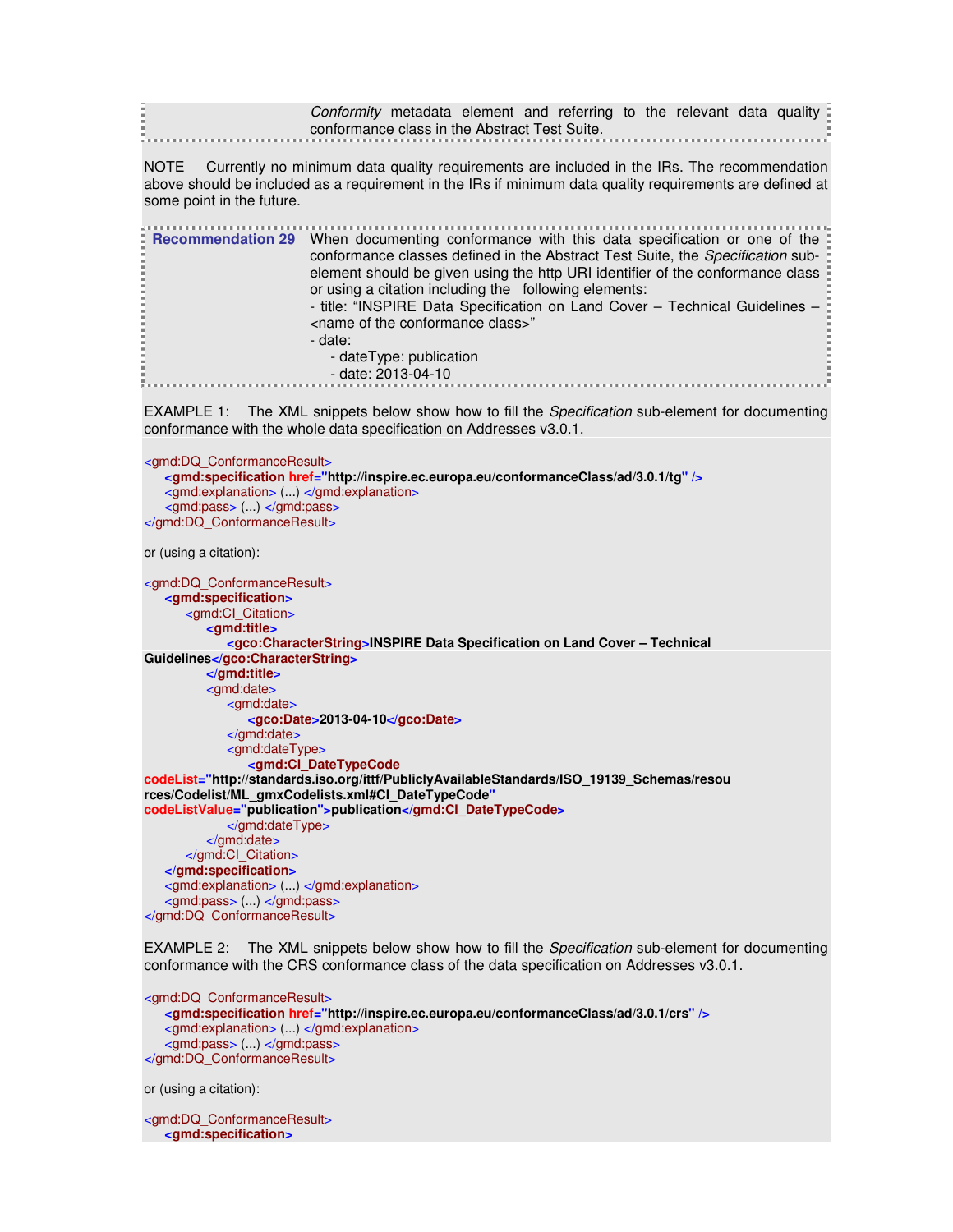*Conformity* metadata element and referring to the relevant data quality conformance class in the Abstract Test Suite.

NOTE Currently no minimum data quality requirements are included in the IRs. The recommendation above should be included as a requirement in the IRs if minimum data quality requirements are defined at some point in the future.

**Recommendation 29** When documenting conformance with this data specification or one of the conformance classes defined in the Abstract Test Suite, the *Specification* sub-element should be given using the http URI identifier of the conformance class or using a citation including the following elements:
- title: "INSPIRE Data Specification on Land Cover – Technical Guidelines – <name of the conformance class>"
- date:
    - dateType: publication
    - date: 2013-04-10

EXAMPLE 1: The XML snippets below show how to fill the *Specification* sub-element for documenting conformance with the whole data specification on Addresses v3.0.1.

```
<gmd:DQ_ConformanceResult>
    <gmd:specification href="http://inspire.ec.europa.eu/conformanceClass/ad/3.0.1/tg" />
    <gmd:explanation> (...) </gmd:explanation>
    <gmd:pass> (...) </gmd:pass>
</gmd:DQ_ConformanceResult>
```

or (using a citation):

```
<gmd:DQ_ConformanceResult>
    <gmd:specification>
        <gmd:CI_Citation>
            <gmd:title>
                <gco:CharacterString>INSPIRE Data Specification on Land Cover – Technical Guidelines</gco:CharacterString>
            </gmd:title>
            <gmd:date>
                <gmd:date>
                    <gco:Date>2013-04-10</gco:Date>
                </gmd:date>
                <gmd:dateType>
                    <gmd:CI_DateTypeCode codeList="http://standards.iso.org/ittf/PubliclyAvailableStandards/ISO_19139_Schemas/resources/Codelist/ML_gmxCodelists.xml#CI_DateTypeCode" codeListValue="publication">publication</gmd:CI_DateTypeCode>
                </gmd:dateType>
            </gmd:date>
        </gmd:CI_Citation>
    </gmd:specification>
    <gmd:explanation> (...) </gmd:explanation>
    <gmd:pass> (...) </gmd:pass>
</gmd:DQ_ConformanceResult>
```

EXAMPLE 2: The XML snippets below show how to fill the *Specification* sub-element for documenting conformance with the CRS conformance class of the data specification on Addresses v3.0.1.

```
<gmd:DQ_ConformanceResult>
    <gmd:specification href="http://inspire.ec.europa.eu/conformanceClass/ad/3.0.1/crs" />
    <gmd:explanation> (...) </gmd:explanation>
    <gmd:pass> (...) </gmd:pass>
</gmd:DQ_ConformanceResult>
```

or (using a citation):

```
<gmd:DQ_ConformanceResult>
    <gmd:specification>
```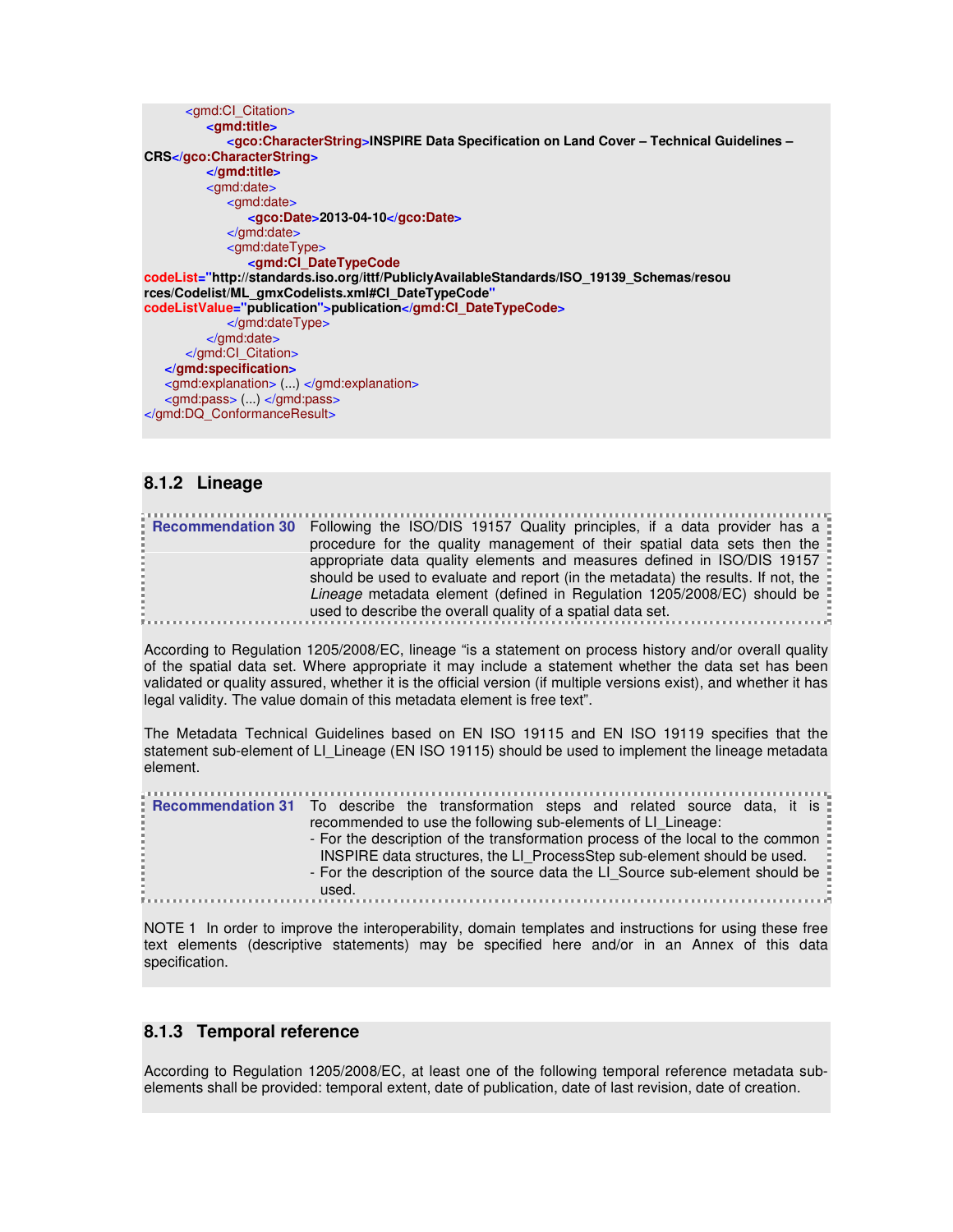```xml
        <gmd:CI_Citation>
            <gmd:title>
                <gco:CharacterString>INSPIRE Data Specification on Land Cover – Technical Guidelines – CRS</gco:CharacterString>
            </gmd:title>
            <gmd:date>
                <gmd:date>
                    <gco:Date>2013-04-10</gco:Date>
                </gmd:date>
                <gmd:dateType>
                    <gmd:CI_DateTypeCode codeList="http://standards.iso.org/ittf/PubliclyAvailableStandards/ISO_19139_Schemas/resources/Codelist/ML_gmxCodelists.xml#CI_DateTypeCode" codeListValue="publication">publication</gmd:CI_DateTypeCode>
                </gmd:dateType>
            </gmd:date>
        </gmd:CI_Citation>
    </gmd:specification>
    <gmd:explanation> (...) </gmd:explanation>
    <gmd:pass> (...) </gmd:pass>
</gmd:DQ_ConformanceResult>
```

### 8.1.2 Lineage

| **Recommendation 30** | Following the ISO/DIS 19157 Quality principles, if a data provider has a procedure for the quality management of their spatial data sets then the appropriate data quality elements and measures defined in ISO/DIS 19157 should be used to evaluate and report (in the metadata) the results. If not, the *Lineage* metadata element (defined in Regulation 1205/2008/EC) should be used to describe the overall quality of a spatial data set. |
|---|---|

According to Regulation 1205/2008/EC, lineage "is a statement on process history and/or overall quality of the spatial data set. Where appropriate it may include a statement whether the data set has been validated or quality assured, whether it is the official version (if multiple versions exist), and whether it has legal validity. The value domain of this metadata element is free text".

The Metadata Technical Guidelines based on EN ISO 19115 and EN ISO 19119 specifies that the statement sub-element of LI_Lineage (EN ISO 19115) should be used to implement the lineage metadata element.

| **Recommendation 31** | To describe the transformation steps and related source data, it is recommended to use the following sub-elements of LI_Lineage:<br>- For the description of the transformation process of the local to the common INSPIRE data structures, the LI_ProcessStep sub-element should be used.<br>- For the description of the source data the LI_Source sub-element should be used. |
|---|---|

NOTE 1 In order to improve the interoperability, domain templates and instructions for using these free text elements (descriptive statements) may be specified here and/or in an Annex of this data specification.

### 8.1.3 Temporal reference

According to Regulation 1205/2008/EC, at least one of the following temporal reference metadata sub-elements shall be provided: temporal extent, date of publication, date of last revision, date of creation.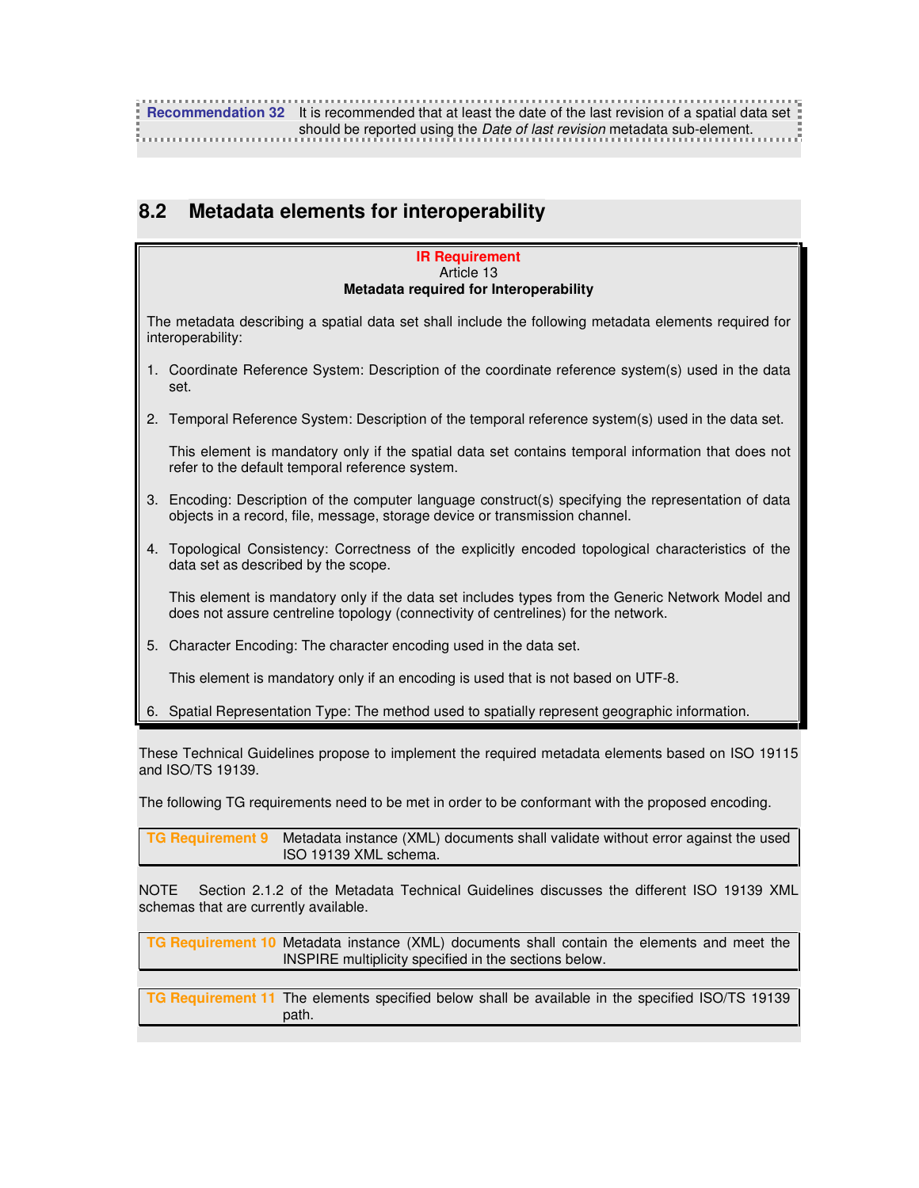| Recommendation 32 | It is recommended that at least the date of the last revision of a spatial data set should be reported using the *Date of last revision* metadata sub-element. |
|---|---|

## 8.2 Metadata elements for interoperability

> **IR Requirement**
> Article 13
> **Metadata required for Interoperability**
>
> The metadata describing a spatial data set shall include the following metadata elements required for interoperability:
>
> 1. Coordinate Reference System: Description of the coordinate reference system(s) used in the data set.
>
> 2. Temporal Reference System: Description of the temporal reference system(s) used in the data set.
>
>    This element is mandatory only if the spatial data set contains temporal information that does not refer to the default temporal reference system.
>
> 3. Encoding: Description of the computer language construct(s) specifying the representation of data objects in a record, file, message, storage device or transmission channel.
>
> 4. Topological Consistency: Correctness of the explicitly encoded topological characteristics of the data set as described by the scope.
>
>    This element is mandatory only if the data set includes types from the Generic Network Model and does not assure centreline topology (connectivity of centrelines) for the network.
>
> 5. Character Encoding: The character encoding used in the data set.
>
>    This element is mandatory only if an encoding is used that is not based on UTF-8.
>
> 6. Spatial Representation Type: The method used to spatially represent geographic information.

These Technical Guidelines propose to implement the required metadata elements based on ISO 19115 and ISO/TS 19139.

The following TG requirements need to be met in order to be conformant with the proposed encoding.

| TG Requirement 9 | Metadata instance (XML) documents shall validate without error against the used ISO 19139 XML schema. |
|---|---|

NOTE Section 2.1.2 of the Metadata Technical Guidelines discusses the different ISO 19139 XML schemas that are currently available.

| TG Requirement 10 | Metadata instance (XML) documents shall contain the elements and meet the INSPIRE multiplicity specified in the sections below. |
|---|---|

| TG Requirement 11 | The elements specified below shall be available in the specified ISO/TS 19139 path. |
|---|---|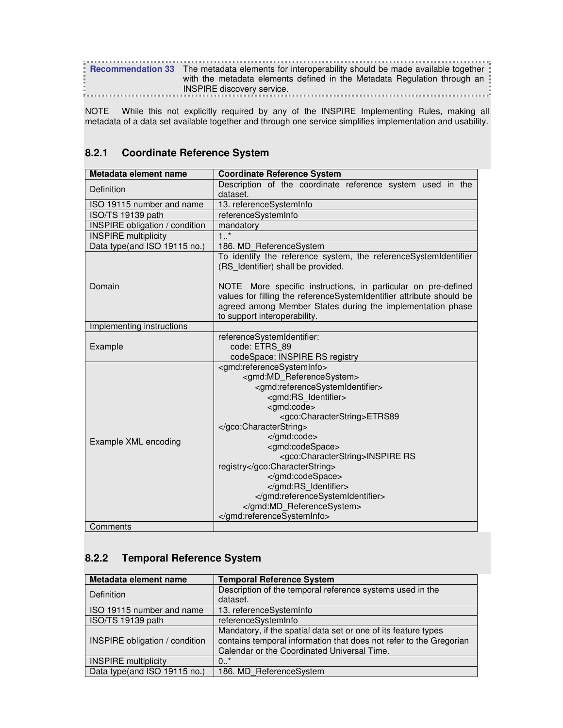| **Recommendation 33** | The metadata elements for interoperability should be made available together with the metadata elements defined in the Metadata Regulation through an INSPIRE discovery service. |
|---|---|

NOTE While this not explicitly required by any of the INSPIRE Implementing Rules, making all metadata of a data set available together and through one service simplifies implementation and usability.

### 8.2.1 Coordinate Reference System

| **Metadata element name** | **Coordinate Reference System** |
|---|---|
| Definition | Description of the coordinate reference system used in the dataset. |
| ISO 19115 number and name | 13. referenceSystemInfo |
| ISO/TS 19139 path | referenceSystemInfo |
| INSPIRE obligation / condition | mandatory |
| INSPIRE multiplicity | 1..* |
| Data type(and ISO 19115 no.) | 186. MD_ReferenceSystem |
| Domain | To identify the reference system, the referenceSystemIdentifier (RS_Identifier) shall be provided.<br><br>NOTE More specific instructions, in particular on pre-defined values for filling the referenceSystemIdentifier attribute should be agreed among Member States during the implementation phase to support interoperability. |
| Implementing instructions | |
| Example | referenceSystemIdentifier:<br>code: ETRS_89<br>codeSpace: INSPIRE RS registry |
| Example XML encoding | `<gmd:referenceSystemInfo>`<br>`<gmd:MD_ReferenceSystem>`<br>`<gmd:referenceSystemIdentifier>`<br>`<gmd:RS_Identifier>`<br>`<gmd:code>`<br>`<gco:CharacterString>ETRS89 </gco:CharacterString>`<br>`</gmd:code>`<br>`<gmd:codeSpace>`<br>`<gco:CharacterString>INSPIRE RS registry</gco:CharacterString>`<br>`</gmd:codeSpace>`<br>`</gmd:RS_Identifier>`<br>`</gmd:referenceSystemIdentifier>`<br>`</gmd:MD_ReferenceSystem>`<br>`</gmd:referenceSystemInfo>` |
| Comments | |

### 8.2.2 Temporal Reference System

| **Metadata element name** | **Temporal Reference System** |
|---|---|
| Definition | Description of the temporal reference systems used in the dataset. |
| ISO 19115 number and name | 13. referenceSystemInfo |
| ISO/TS 19139 path | referenceSystemInfo |
| INSPIRE obligation / condition | Mandatory, if the spatial data set or one of its feature types contains temporal information that does not refer to the Gregorian Calendar or the Coordinated Universal Time. |
| INSPIRE multiplicity | 0..* |
| Data type(and ISO 19115 no.) | 186. MD_ReferenceSystem |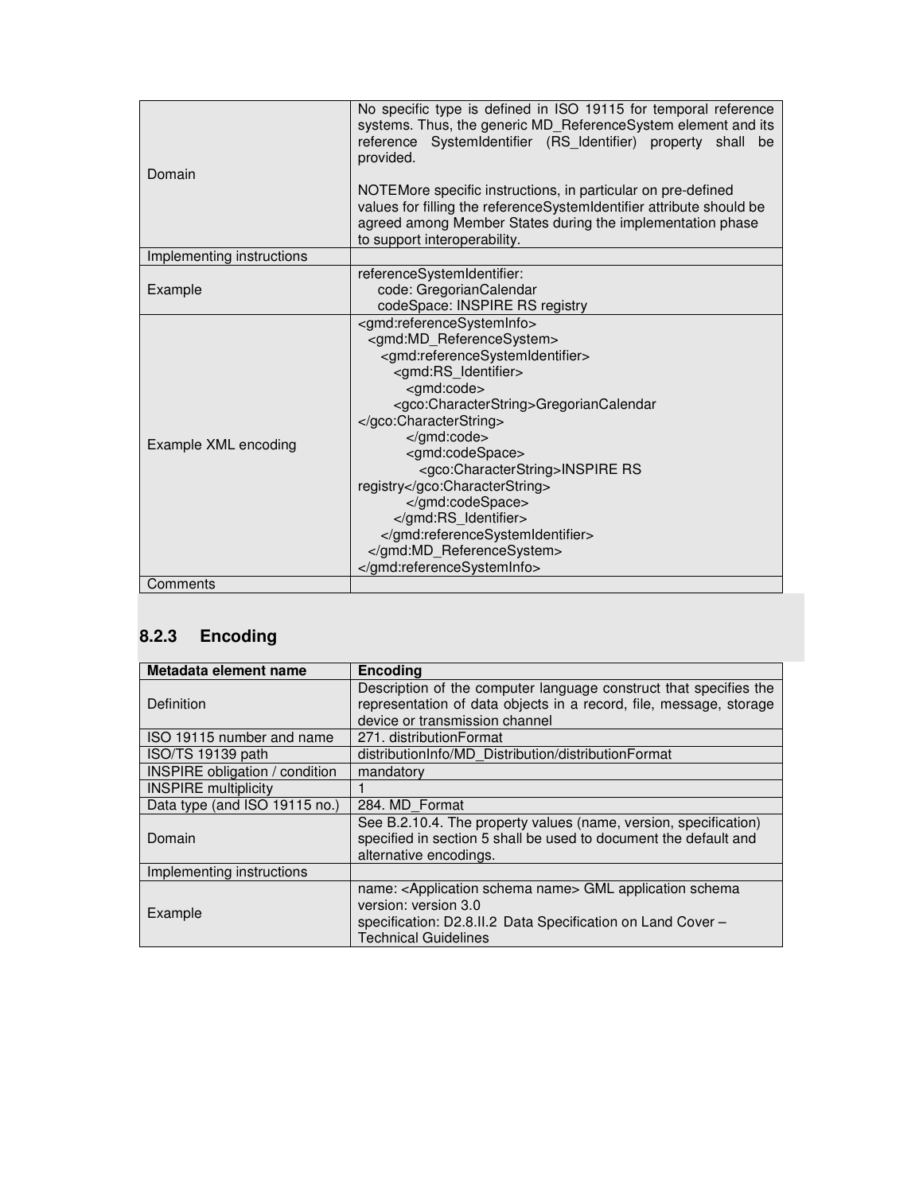| | |
|---|---|
| Domain | No specific type is defined in ISO 19115 for temporal reference systems. Thus, the generic MD_ReferenceSystem element and its reference SystemIdentifier (RS_Identifier) property shall be provided.<br><br>NOTEMore specific instructions, in particular on pre-defined values for filling the referenceSystemIdentifier attribute should be agreed among Member States during the implementation phase to support interoperability. |
| Implementing instructions | |
| Example | referenceSystemIdentifier:<br>code: GregorianCalendar<br>codeSpace: INSPIRE RS registry |
| Example XML encoding | `<gmd:referenceSystemInfo>`<br>`<gmd:MD_ReferenceSystem>`<br>`<gmd:referenceSystemIdentifier>`<br>`<gmd:RS_Identifier>`<br>`<gmd:code>`<br>`<gco:CharacterString>GregorianCalendar </gco:CharacterString>`<br>`</gmd:code>`<br>`<gmd:codeSpace>`<br>`<gco:CharacterString>INSPIRE RS registry</gco:CharacterString>`<br>`</gmd:codeSpace>`<br>`</gmd:RS_Identifier>`<br>`</gmd:referenceSystemIdentifier>`<br>`</gmd:MD_ReferenceSystem>`<br>`</gmd:referenceSystemInfo>` |
| Comments | |

### 8.2.3 Encoding

| **Metadata element name** | **Encoding** |
|---|---|
| Definition | Description of the computer language construct that specifies the representation of data objects in a record, file, message, storage device or transmission channel |
| ISO 19115 number and name | 271. distributionFormat |
| ISO/TS 19139 path | distributionInfo/MD_Distribution/distributionFormat |
| INSPIRE obligation / condition | mandatory |
| INSPIRE multiplicity | 1 |
| Data type (and ISO 19115 no.) | 284. MD_Format |
| Domain | See B.2.10.4. The property values (name, version, specification) specified in section 5 shall be used to document the default and alternative encodings. |
| Implementing instructions | |
| Example | name: <Application schema name> GML application schema<br>version: version 3.0<br>specification: D2.8.II.2 Data Specification on Land Cover – Technical Guidelines |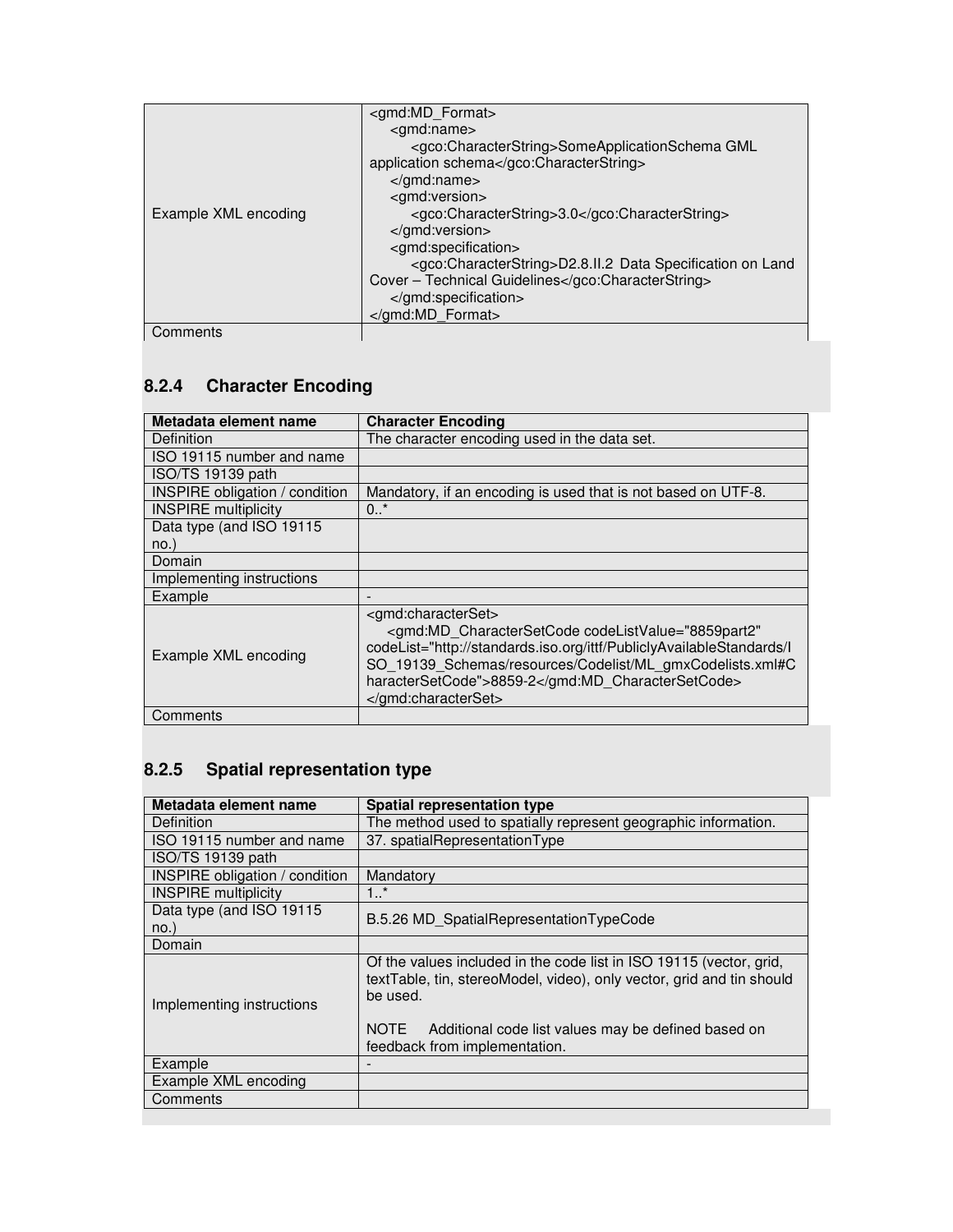| | |
|---|---|
| Example XML encoding | <gmd:MD_Format> <gmd:name> <gco:CharacterString>SomeApplicationSchema GML application schema</gco:CharacterString> </gmd:name> <gmd:version> <gco:CharacterString>3.0</gco:CharacterString> </gmd:version> <gmd:specification> <gco:CharacterString>D2.8.II.2 Data Specification on Land Cover – Technical Guidelines</gco:CharacterString> </gmd:specification> </gmd:MD_Format> |
| Comments | |

### 8.2.4 Character Encoding

| **Metadata element name** | **Character Encoding** |
|---|---|
| Definition | The character encoding used in the data set. |
| ISO 19115 number and name | |
| ISO/TS 19139 path | |
| INSPIRE obligation / condition | Mandatory, if an encoding is used that is not based on UTF-8. |
| INSPIRE multiplicity | 0..* |
| Data type (and ISO 19115 no.) | |
| Domain | |
| Implementing instructions | |
| Example | - |
| Example XML encoding | <gmd:characterSet> <gmd:MD_CharacterSetCode codeListValue="8859part2" codeList="http://standards.iso.org/ittf/PubliclyAvailableStandards/ISO_19139_Schemas/resources/Codelist/ML_gmxCodelists.xml#CharacterSetCode">8859-2</gmd:MD_CharacterSetCode> </gmd:characterSet> |
| Comments | |

### 8.2.5 Spatial representation type

| **Metadata element name** | **Spatial representation type** |
|---|---|
| Definition | The method used to spatially represent geographic information. |
| ISO 19115 number and name | 37. spatialRepresentationType |
| ISO/TS 19139 path | |
| INSPIRE obligation / condition | Mandatory |
| INSPIRE multiplicity | 1..* |
| Data type (and ISO 19115 no.) | B.5.26 MD_SpatialRepresentationTypeCode |
| Domain | |
| Implementing instructions | Of the values included in the code list in ISO 19115 (vector, grid, textTable, tin, stereoModel, video), only vector, grid and tin should be used. NOTE Additional code list values may be defined based on feedback from implementation. |
| Example | - |
| Example XML encoding | |
| Comments | |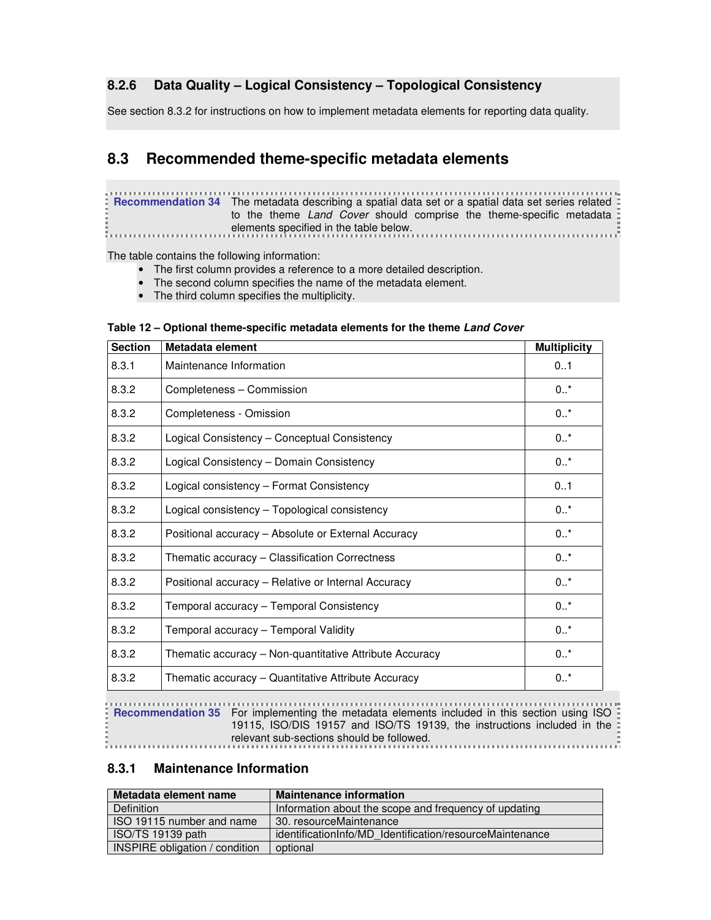### 8.2.6 Data Quality – Logical Consistency – Topological Consistency

See section 8.3.2 for instructions on how to implement metadata elements for reporting data quality.

## 8.3 Recommended theme-specific metadata elements

**Recommendation 34** The metadata describing a spatial data set or a spatial data set series related to the theme *Land Cover* should comprise the theme-specific metadata elements specified in the table below.

The table contains the following information:

- The first column provides a reference to a more detailed description.
- The second column specifies the name of the metadata element.
- The third column specifies the multiplicity.

**Table 12 – Optional theme-specific metadata elements for the theme *Land Cover***

| Section | Metadata element | Multiplicity |
|---|---|---|
| 8.3.1 | Maintenance Information | 0..1 |
| 8.3.2 | Completeness – Commission | 0..* |
| 8.3.2 | Completeness - Omission | 0..* |
| 8.3.2 | Logical Consistency – Conceptual Consistency | 0..* |
| 8.3.2 | Logical Consistency – Domain Consistency | 0..* |
| 8.3.2 | Logical consistency – Format Consistency | 0..1 |
| 8.3.2 | Logical consistency – Topological consistency | 0..* |
| 8.3.2 | Positional accuracy – Absolute or External Accuracy | 0..* |
| 8.3.2 | Thematic accuracy – Classification Correctness | 0..* |
| 8.3.2 | Positional accuracy – Relative or Internal Accuracy | 0..* |
| 8.3.2 | Temporal accuracy – Temporal Consistency | 0..* |
| 8.3.2 | Temporal accuracy – Temporal Validity | 0..* |
| 8.3.2 | Thematic accuracy – Non-quantitative Attribute Accuracy | 0..* |
| 8.3.2 | Thematic accuracy – Quantitative Attribute Accuracy | 0..* |

**Recommendation 35** For implementing the metadata elements included in this section using ISO 19115, ISO/DIS 19157 and ISO/TS 19139, the instructions included in the relevant sub-sections should be followed.

### 8.3.1 Maintenance Information

| Metadata element name | Maintenance information |
|---|---|
| Definition | Information about the scope and frequency of updating |
| ISO 19115 number and name | 30. resourceMaintenance |
| ISO/TS 19139 path | identificationInfo/MD_Identification/resourceMaintenance |
| INSPIRE obligation / condition | optional |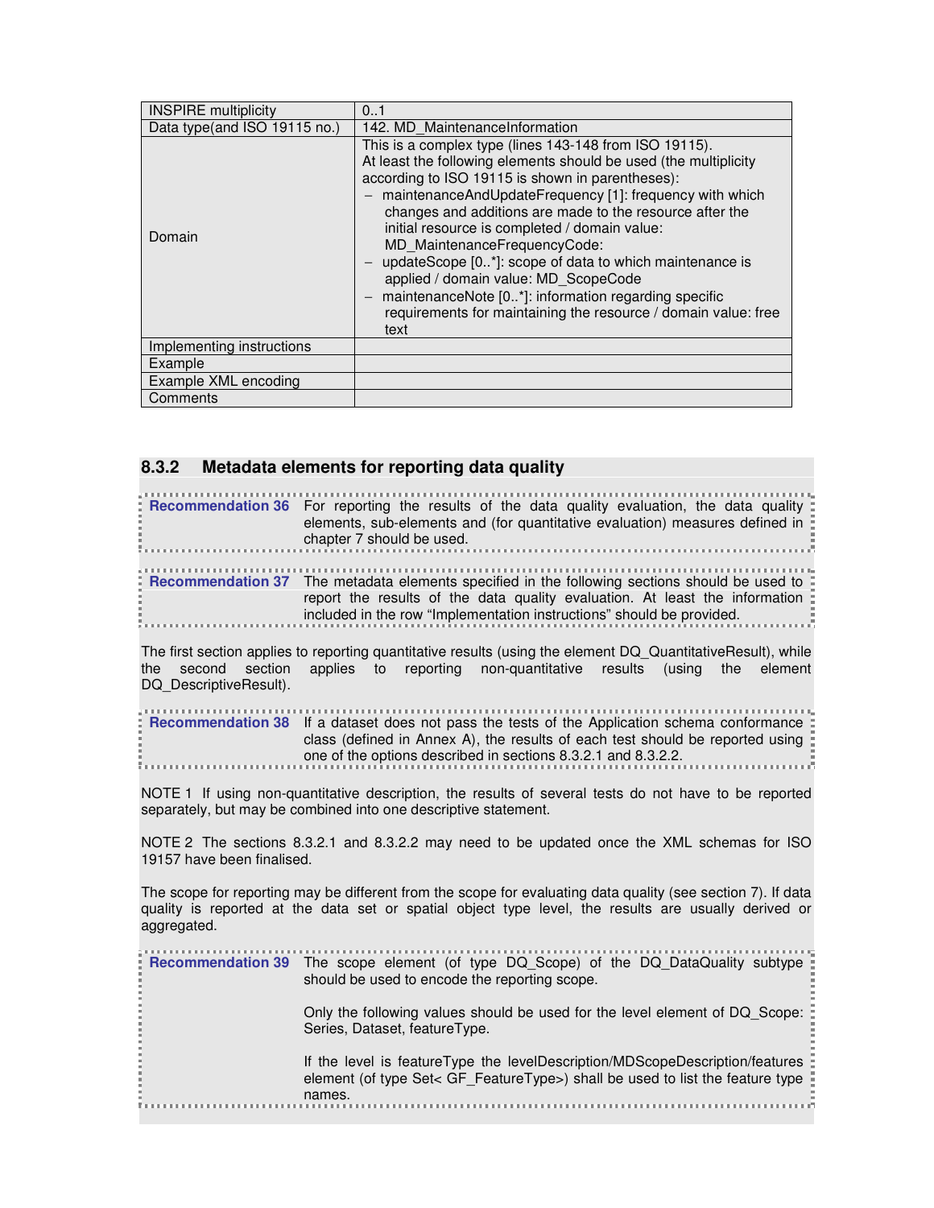| INSPIRE multiplicity | 0..1 |
|---|---|
| Data type(and ISO 19115 no.) | 142. MD_MaintenanceInformation |
| Domain | This is a complex type (lines 143-148 from ISO 19115).<br>At least the following elements should be used (the multiplicity according to ISO 19115 is shown in parentheses):<br>– maintenanceAndUpdateFrequency [1]: frequency with which changes and additions are made to the resource after the initial resource is completed / domain value: MD_MaintenanceFrequencyCode:<br>– updateScope [0..*]: scope of data to which maintenance is applied / domain value: MD_ScopeCode<br>– maintenanceNote [0..*]: information regarding specific requirements for maintaining the resource / domain value: free text |
| Implementing instructions | |
| Example | |
| Example XML encoding | |
| Comments | |

### 8.3.2 Metadata elements for reporting data quality

**Recommendation 36** For reporting the results of the data quality evaluation, the data quality elements, sub-elements and (for quantitative evaluation) measures defined in chapter 7 should be used.

**Recommendation 37** The metadata elements specified in the following sections should be used to report the results of the data quality evaluation. At least the information included in the row "Implementation instructions" should be provided.

The first section applies to reporting quantitative results (using the element DQ_QuantitativeResult), while the second section applies to reporting non-quantitative results (using the element DQ_DescriptiveResult).

**Recommendation 38** If a dataset does not pass the tests of the Application schema conformance class (defined in Annex A), the results of each test should be reported using one of the options described in sections 8.3.2.1 and 8.3.2.2.

NOTE 1 If using non-quantitative description, the results of several tests do not have to be reported separately, but may be combined into one descriptive statement.

NOTE 2 The sections 8.3.2.1 and 8.3.2.2 may need to be updated once the XML schemas for ISO 19157 have been finalised.

The scope for reporting may be different from the scope for evaluating data quality (see section 7). If data quality is reported at the data set or spatial object type level, the results are usually derived or aggregated.

**Recommendation 39** The scope element (of type DQ_Scope) of the DQ_DataQuality subtype should be used to encode the reporting scope.

Only the following values should be used for the level element of DQ_Scope: Series, Dataset, featureType.

If the level is featureType the levelDescription/MDScopeDescription/features element (of type Set< GF_FeatureType>) shall be used to list the feature type names.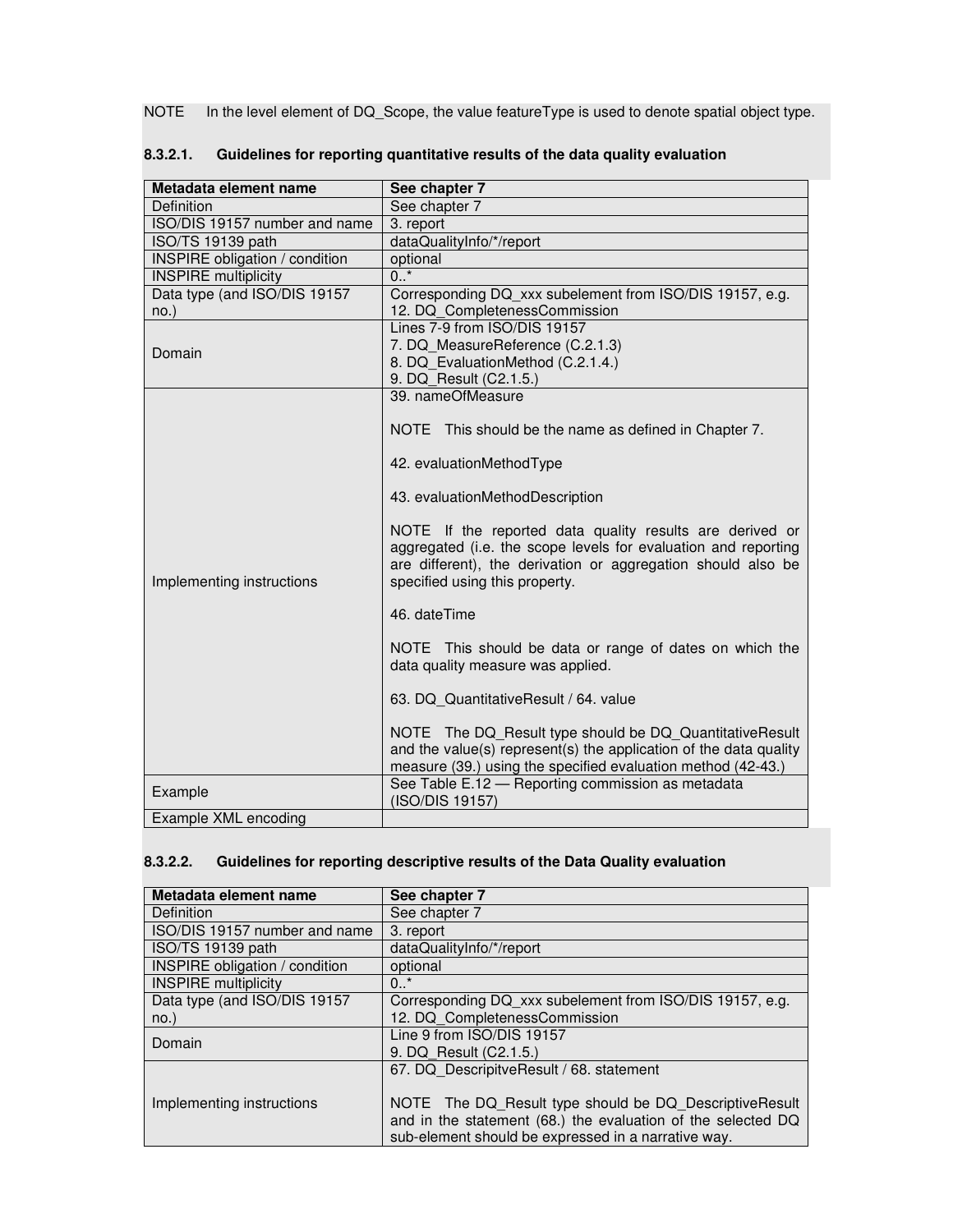NOTE In the level element of DQ_Scope, the value featureType is used to denote spatial object type.

### 8.3.2.1. Guidelines for reporting quantitative results of the data quality evaluation

| Metadata element name | See chapter 7 |
|---|---|
| Definition | See chapter 7 |
| ISO/DIS 19157 number and name | 3. report |
| ISO/TS 19139 path | dataQualityInfo/*/report |
| INSPIRE obligation / condition | optional |
| INSPIRE multiplicity | 0..* |
| Data type (and ISO/DIS 19157 no.) | Corresponding DQ_xxx subelement from ISO/DIS 19157, e.g. 12. DQ_CompletenessCommission |
| Domain | Lines 7-9 from ISO/DIS 19157<br>7. DQ_MeasureReference (C.2.1.3)<br>8. DQ_EvaluationMethod (C.2.1.4.)<br>9. DQ_Result (C2.1.5.) |
| Implementing instructions | 39. nameOfMeasure<br><br>NOTE This should be the name as defined in Chapter 7.<br><br>42. evaluationMethodType<br><br>43. evaluationMethodDescription<br><br>NOTE If the reported data quality results are derived or aggregated (i.e. the scope levels for evaluation and reporting are different), the derivation or aggregation should also be specified using this property.<br><br>46. dateTime<br><br>NOTE This should be data or range of dates on which the data quality measure was applied.<br><br>63. DQ_QuantitativeResult / 64. value<br><br>NOTE The DQ_Result type should be DQ_QuantitativeResult and the value(s) represent(s) the application of the data quality measure (39.) using the specified evaluation method (42-43.) |
| Example | See Table E.12 — Reporting commission as metadata (ISO/DIS 19157) |
| Example XML encoding | |

### 8.3.2.2. Guidelines for reporting descriptive results of the Data Quality evaluation

| Metadata element name | See chapter 7 |
|---|---|
| Definition | See chapter 7 |
| ISO/DIS 19157 number and name | 3. report |
| ISO/TS 19139 path | dataQualityInfo/*/report |
| INSPIRE obligation / condition | optional |
| INSPIRE multiplicity | 0..* |
| Data type (and ISO/DIS 19157 no.) | Corresponding DQ_xxx subelement from ISO/DIS 19157, e.g. 12. DQ_CompletenessCommission |
| Domain | Line 9 from ISO/DIS 19157<br>9. DQ_Result (C2.1.5.) |
| Implementing instructions | 67. DQ_DescripitveResult / 68. statement<br><br>NOTE The DQ_Result type should be DQ_DescriptiveResult and in the statement (68.) the evaluation of the selected DQ sub-element should be expressed in a narrative way. |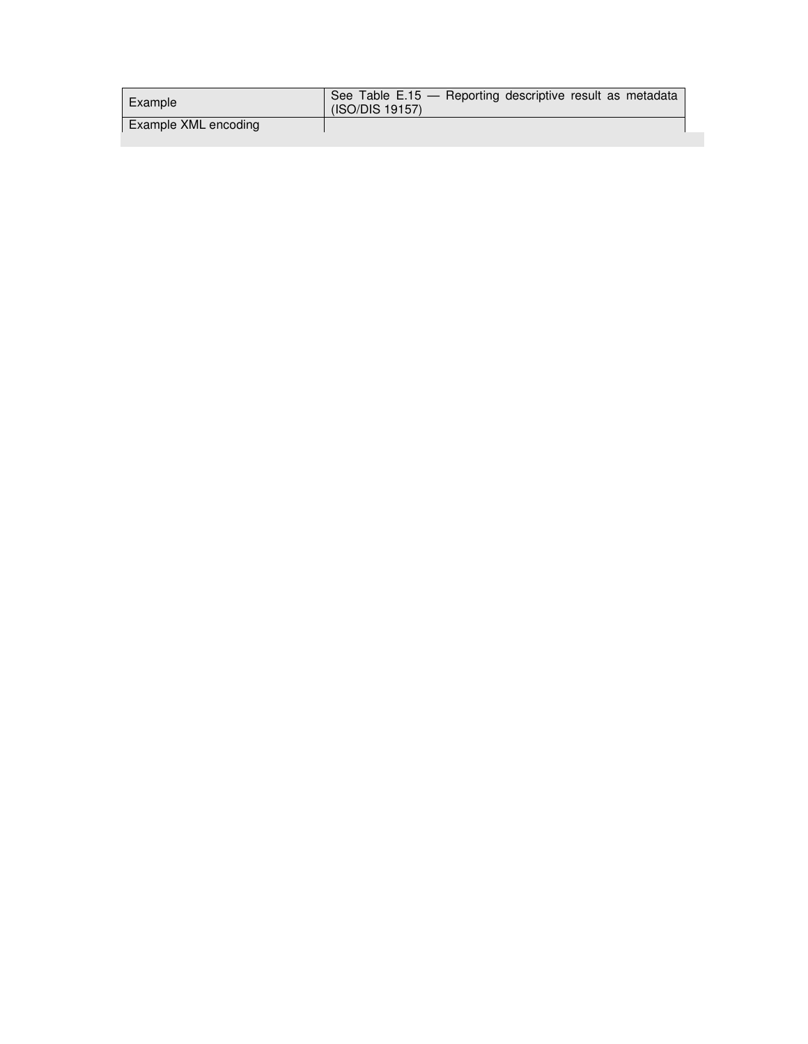| | |
|---|---|
| Example | See Table E.15 — Reporting descriptive result as metadata (ISO/DIS 19157) |
| Example XML encoding | |